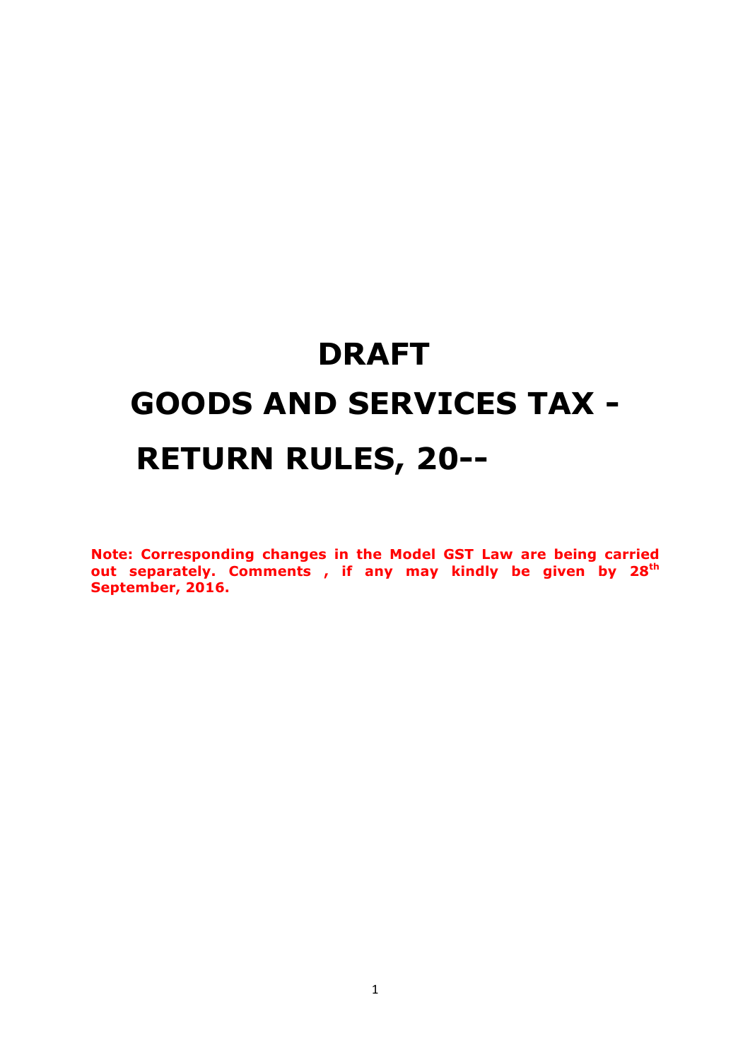# DRAFT

# GOODS AND SERVICES TAX - RETURN RULES, 20--

**Note: Corresponding changes in the Model GST Law are being carried out separately. Comments , if any may kindly be given by 28th September, 2016.**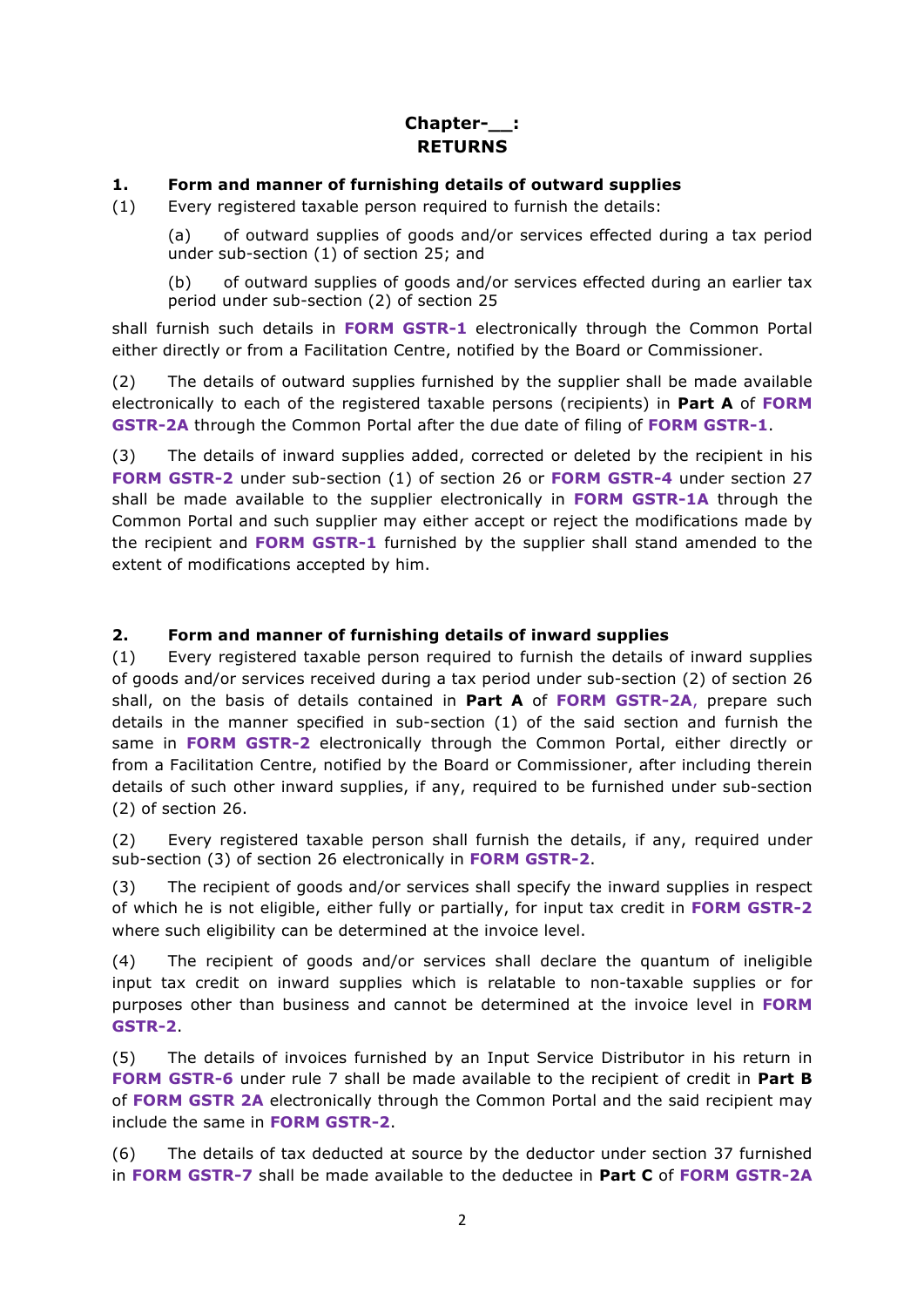# Chapter-__: RETURNS

## 1. Form and manner of furnishing details of outward supplies

(1) Every registered taxable person required to furnish the details:

(a) of outward supplies of goods and/or services effected during a tax period under sub-section (1) of section 25; and

(b) of outward supplies of goods and/or services effected during an earlier tax period under sub-section (2) of section 25

shall furnish such details in **FORM GSTR-1** electronically through the Common Portal either directly or from a Facilitation Centre, notified by the Board or Commissioner.

(2) The details of outward supplies furnished by the supplier shall be made available electronically to each of the registered taxable persons (recipients) in **Part A** of **FORM GSTR-2A** through the Common Portal after the due date of filing of **FORM GSTR-1**.

(3) The details of inward supplies added, corrected or deleted by the recipient in his **FORM GSTR-2** under sub-section (1) of section 26 or **FORM GSTR-4** under section 27 shall be made available to the supplier electronically in **FORM GSTR-1A** through the Common Portal and such supplier may either accept or reject the modifications made by the recipient and **FORM GSTR-1** furnished by the supplier shall stand amended to the extent of modifications accepted by him.

## 2. Form and manner of furnishing details of inward supplies

(1) Every registered taxable person required to furnish the details of inward supplies of goods and/or services received during a tax period under sub-section (2) of section 26 shall, on the basis of details contained in **Part A** of **FORM GSTR-2A**, prepare such details in the manner specified in sub-section (1) of the said section and furnish the same in **FORM GSTR-2** electronically through the Common Portal, either directly or from a Facilitation Centre, notified by the Board or Commissioner, after including therein details of such other inward supplies, if any, required to be furnished under sub-section (2) of section 26.

(2) Every registered taxable person shall furnish the details, if any, required under sub-section (3) of section 26 electronically in **FORM GSTR-2**.

(3) The recipient of goods and/or services shall specify the inward supplies in respect of which he is not eligible, either fully or partially, for input tax credit in **FORM GSTR-2** where such eligibility can be determined at the invoice level.

(4) The recipient of goods and/or services shall declare the quantum of ineligible input tax credit on inward supplies which is relatable to non-taxable supplies or for purposes other than business and cannot be determined at the invoice level in **FORM GSTR-2**.

(5) The details of invoices furnished by an Input Service Distributor in his return in **FORM GSTR-6** under rule 7 shall be made available to the recipient of credit in **Part B** of **FORM GSTR 2A** electronically through the Common Portal and the said recipient may include the same in **FORM GSTR-2**.

(6) The details of tax deducted at source by the deductor under section 37 furnished in **FORM GSTR-7** shall be made available to the deductee in **Part C** of **FORM GSTR-2A**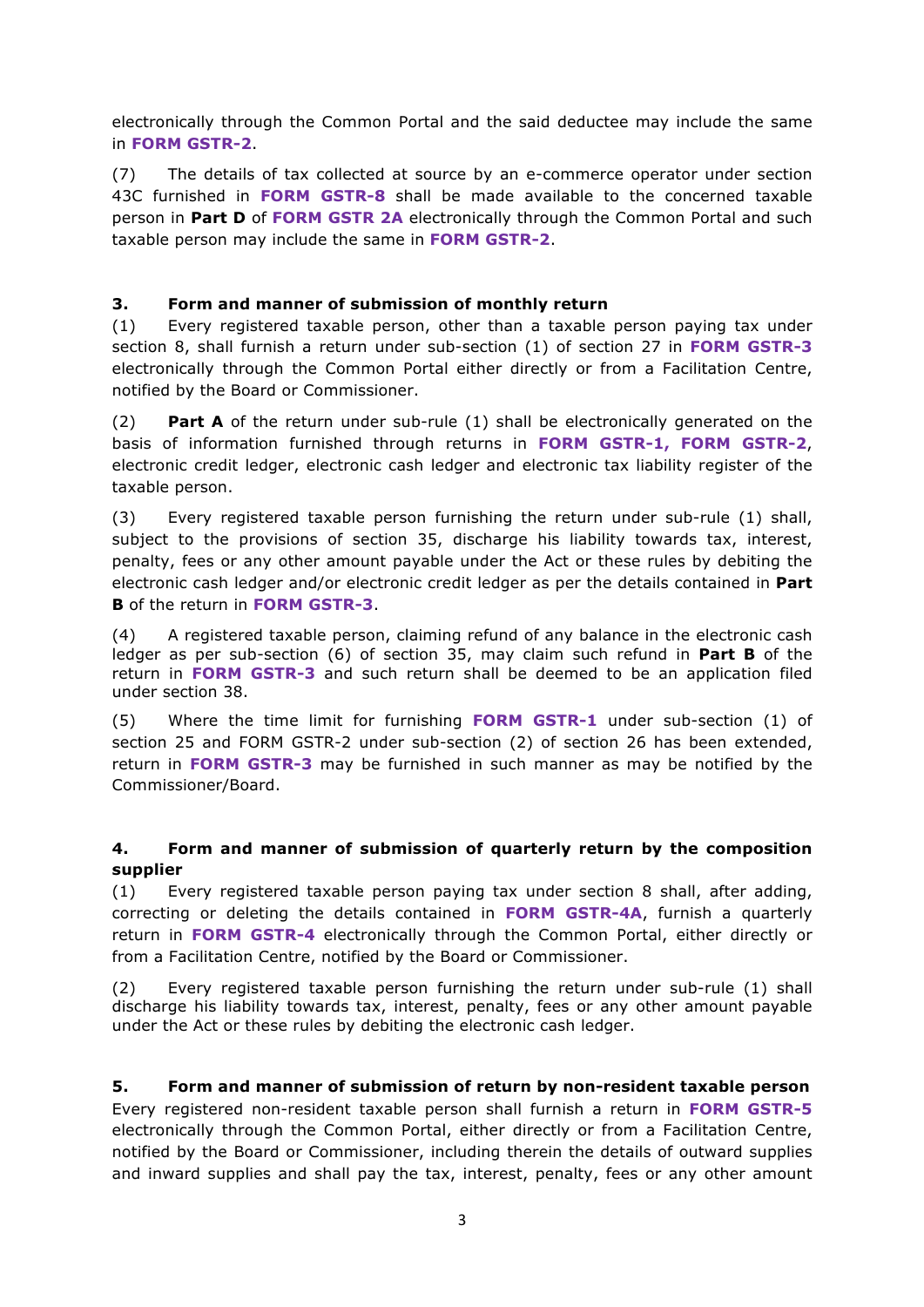electronically through the Common Portal and the said deductee may include the same in **FORM GSTR-2**.

(7) The details of tax collected at source by an e-commerce operator under section 43C furnished in **FORM GSTR-8** shall be made available to the concerned taxable person in **Part D** of **FORM GSTR 2A** electronically through the Common Portal and such taxable person may include the same in **FORM GSTR-2**.

### 3. Form and manner of submission of monthly return

(1) Every registered taxable person, other than a taxable person paying tax under section 8, shall furnish a return under sub-section (1) of section 27 in **FORM GSTR-3** electronically through the Common Portal either directly or from a Facilitation Centre, notified by the Board or Commissioner.

(2) **Part A** of the return under sub-rule (1) shall be electronically generated on the basis of information furnished through returns in **FORM GSTR-1, FORM GSTR-2**, electronic credit ledger, electronic cash ledger and electronic tax liability register of the taxable person.

(3) Every registered taxable person furnishing the return under sub-rule (1) shall, subject to the provisions of section 35, discharge his liability towards tax, interest, penalty, fees or any other amount payable under the Act or these rules by debiting the electronic cash ledger and/or electronic credit ledger as per the details contained in **Part B** of the return in **FORM GSTR-3**.

(4) A registered taxable person, claiming refund of any balance in the electronic cash ledger as per sub-section (6) of section 35, may claim such refund in **Part B** of the return in **FORM GSTR-3** and such return shall be deemed to be an application filed under section 38.

(5) Where the time limit for furnishing **FORM GSTR-1** under sub-section (1) of section 25 and FORM GSTR-2 under sub-section (2) of section 26 has been extended, return in **FORM GSTR-3** may be furnished in such manner as may be notified by the Commissioner/Board.

### 4. Form and manner of submission of quarterly return by the composition supplier

(1) Every registered taxable person paying tax under section 8 shall, after adding, correcting or deleting the details contained in **FORM GSTR-4A**, furnish a quarterly return in **FORM GSTR-4** electronically through the Common Portal, either directly or from a Facilitation Centre, notified by the Board or Commissioner.

(2) Every registered taxable person furnishing the return under sub-rule (1) shall discharge his liability towards tax, interest, penalty, fees or any other amount payable under the Act or these rules by debiting the electronic cash ledger.

### 5. Form and manner of submission of return by non-resident taxable person

Every registered non-resident taxable person shall furnish a return in **FORM GSTR-5** electronically through the Common Portal, either directly or from a Facilitation Centre, notified by the Board or Commissioner, including therein the details of outward supplies and inward supplies and shall pay the tax, interest, penalty, fees or any other amount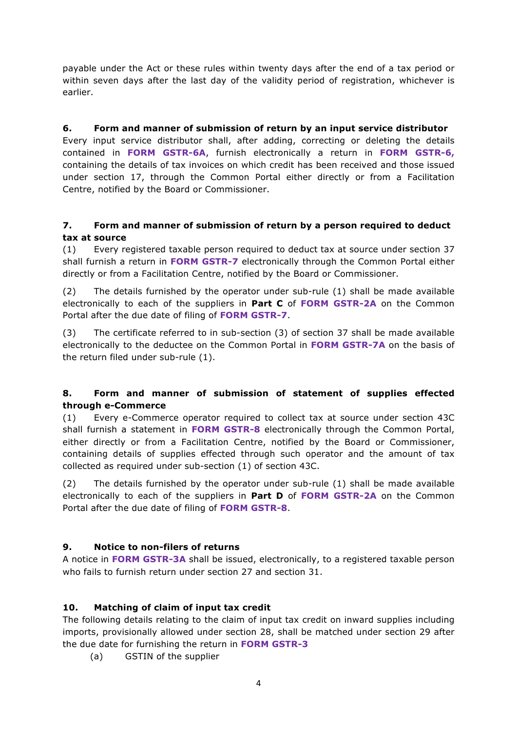payable under the Act or these rules within twenty days after the end of a tax period or within seven days after the last day of the validity period of registration, whichever is earlier.

**6. Form and manner of submission of return by an input service distributor**

Every input service distributor shall, after adding, correcting or deleting the details contained in **FORM GSTR-6A**, furnish electronically a return in **FORM GSTR-6,** containing the details of tax invoices on which credit has been received and those issued under section 17, through the Common Portal either directly or from a Facilitation Centre, notified by the Board or Commissioner.

**7. Form and manner of submission of return by a person required to deduct tax at source**

(1) Every registered taxable person required to deduct tax at source under section 37 shall furnish a return in **FORM GSTR-7** electronically through the Common Portal either directly or from a Facilitation Centre, notified by the Board or Commissioner.

(2) The details furnished by the operator under sub-rule (1) shall be made available electronically to each of the suppliers in **Part C** of **FORM GSTR-2A** on the Common Portal after the due date of filing of **FORM GSTR-7**.

(3) The certificate referred to in sub-section (3) of section 37 shall be made available electronically to the deductee on the Common Portal in **FORM GSTR-7A** on the basis of the return filed under sub-rule (1).

**8. Form and manner of submission of statement of supplies effected through e-Commerce**

(1) Every e-Commerce operator required to collect tax at source under section 43C shall furnish a statement in **FORM GSTR-8** electronically through the Common Portal, either directly or from a Facilitation Centre, notified by the Board or Commissioner, containing details of supplies effected through such operator and the amount of tax collected as required under sub-section (1) of section 43C.

(2) The details furnished by the operator under sub-rule (1) shall be made available electronically to each of the suppliers in **Part D** of **FORM GSTR-2A** on the Common Portal after the due date of filing of **FORM GSTR-8**.

**9. Notice to non-filers of returns**

A notice in **FORM GSTR-3A** shall be issued, electronically, to a registered taxable person who fails to furnish return under section 27 and section 31.

**10. Matching of claim of input tax credit**

The following details relating to the claim of input tax credit on inward supplies including imports, provisionally allowed under section 28, shall be matched under section 29 after the due date for furnishing the return in **FORM GSTR-3**

(a) GSTIN of the supplier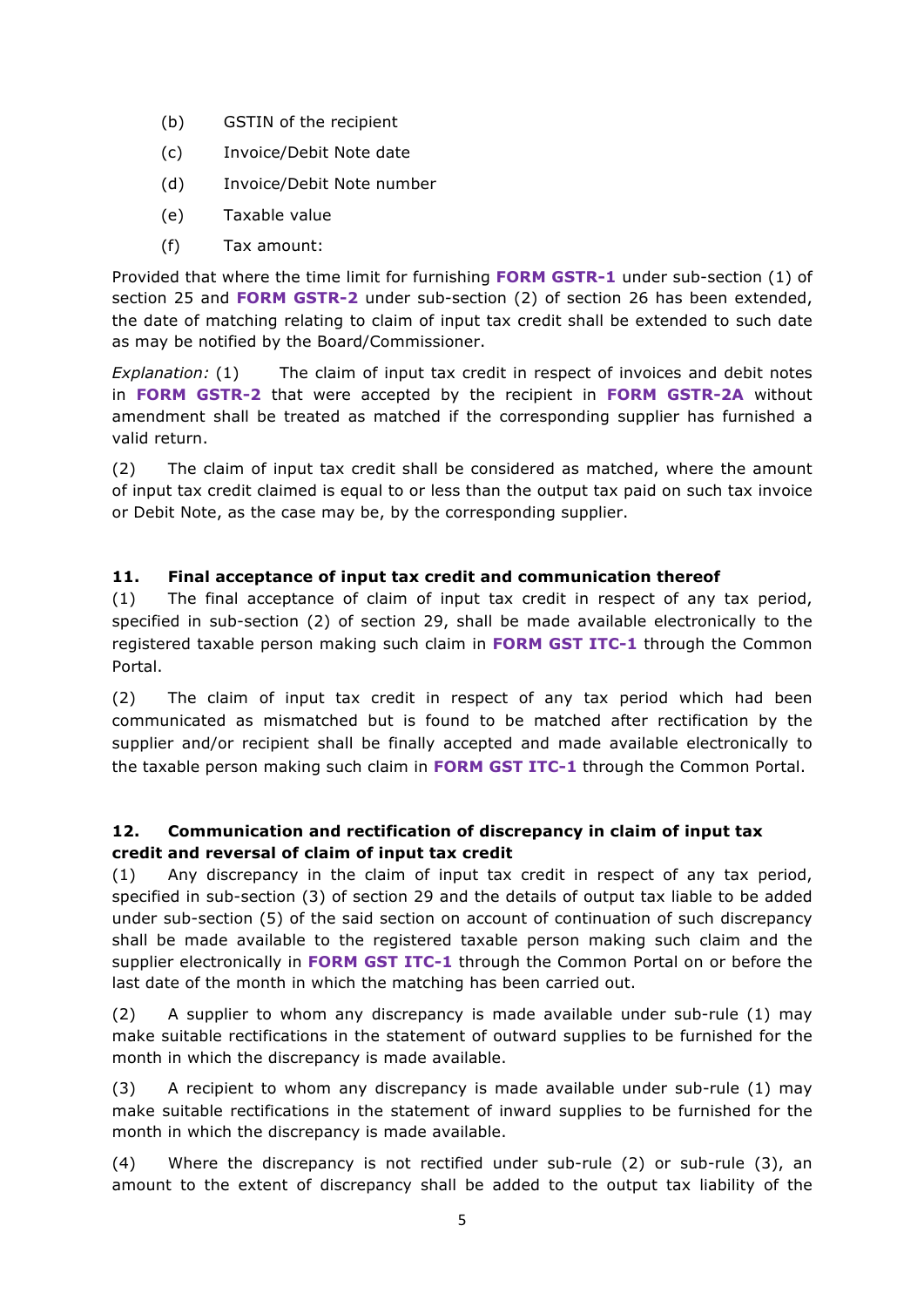(b) GSTIN of the recipient

(c) Invoice/Debit Note date

(d) Invoice/Debit Note number

(e) Taxable value

(f) Tax amount:

Provided that where the time limit for furnishing **FORM GSTR-1** under sub-section (1) of section 25 and **FORM GSTR-2** under sub-section (2) of section 26 has been extended, the date of matching relating to claim of input tax credit shall be extended to such date as may be notified by the Board/Commissioner.

*Explanation:* (1) The claim of input tax credit in respect of invoices and debit notes in **FORM GSTR-2** that were accepted by the recipient in **FORM GSTR-2A** without amendment shall be treated as matched if the corresponding supplier has furnished a valid return.

(2) The claim of input tax credit shall be considered as matched, where the amount of input tax credit claimed is equal to or less than the output tax paid on such tax invoice or Debit Note, as the case may be, by the corresponding supplier.

### 11. Final acceptance of input tax credit and communication thereof

(1) The final acceptance of claim of input tax credit in respect of any tax period, specified in sub-section (2) of section 29, shall be made available electronically to the registered taxable person making such claim in **FORM GST ITC-1** through the Common Portal.

(2) The claim of input tax credit in respect of any tax period which had been communicated as mismatched but is found to be matched after rectification by the supplier and/or recipient shall be finally accepted and made available electronically to the taxable person making such claim in **FORM GST ITC-1** through the Common Portal.

### 12. Communication and rectification of discrepancy in claim of input tax credit and reversal of claim of input tax credit

(1) Any discrepancy in the claim of input tax credit in respect of any tax period, specified in sub-section (3) of section 29 and the details of output tax liable to be added under sub-section (5) of the said section on account of continuation of such discrepancy shall be made available to the registered taxable person making such claim and the supplier electronically in **FORM GST ITC-1** through the Common Portal on or before the last date of the month in which the matching has been carried out.

(2) A supplier to whom any discrepancy is made available under sub-rule (1) may make suitable rectifications in the statement of outward supplies to be furnished for the month in which the discrepancy is made available.

(3) A recipient to whom any discrepancy is made available under sub-rule (1) may make suitable rectifications in the statement of inward supplies to be furnished for the month in which the discrepancy is made available.

(4) Where the discrepancy is not rectified under sub-rule (2) or sub-rule (3), an amount to the extent of discrepancy shall be added to the output tax liability of the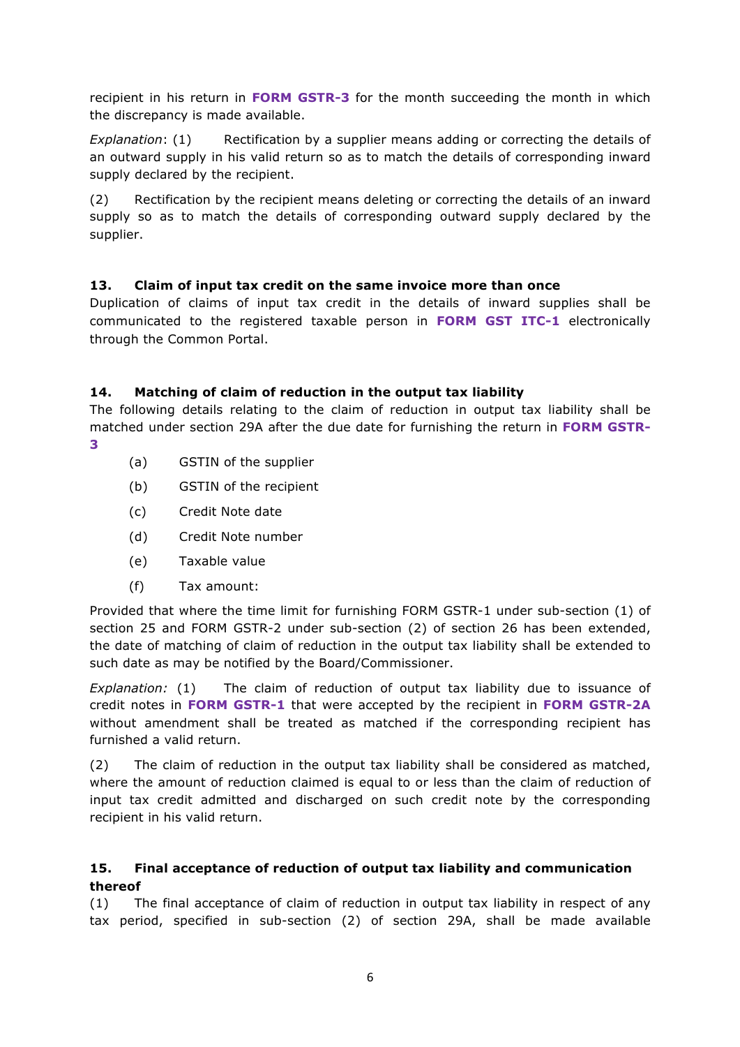recipient in his return in **FORM GSTR-3** for the month succeeding the month in which the discrepancy is made available.

*Explanation*: (1) Rectification by a supplier means adding or correcting the details of an outward supply in his valid return so as to match the details of corresponding inward supply declared by the recipient.

(2) Rectification by the recipient means deleting or correcting the details of an inward supply so as to match the details of corresponding outward supply declared by the supplier.

### 13. Claim of input tax credit on the same invoice more than once

Duplication of claims of input tax credit in the details of inward supplies shall be communicated to the registered taxable person in **FORM GST ITC-1** electronically through the Common Portal.

### 14. Matching of claim of reduction in the output tax liability

The following details relating to the claim of reduction in output tax liability shall be matched under section 29A after the due date for furnishing the return in **FORM GSTR-3**

- (a) GSTIN of the supplier
- (b) GSTIN of the recipient
- (c) Credit Note date
- (d) Credit Note number
- (e) Taxable value
- (f) Tax amount:

Provided that where the time limit for furnishing FORM GSTR-1 under sub-section (1) of section 25 and FORM GSTR-2 under sub-section (2) of section 26 has been extended, the date of matching of claim of reduction in the output tax liability shall be extended to such date as may be notified by the Board/Commissioner.

*Explanation:* (1) The claim of reduction of output tax liability due to issuance of credit notes in **FORM GSTR-1** that were accepted by the recipient in **FORM GSTR-2A** without amendment shall be treated as matched if the corresponding recipient has furnished a valid return.

(2) The claim of reduction in the output tax liability shall be considered as matched, where the amount of reduction claimed is equal to or less than the claim of reduction of input tax credit admitted and discharged on such credit note by the corresponding recipient in his valid return.

### 15. Final acceptance of reduction of output tax liability and communication thereof

(1) The final acceptance of claim of reduction in output tax liability in respect of any tax period, specified in sub-section (2) of section 29A, shall be made available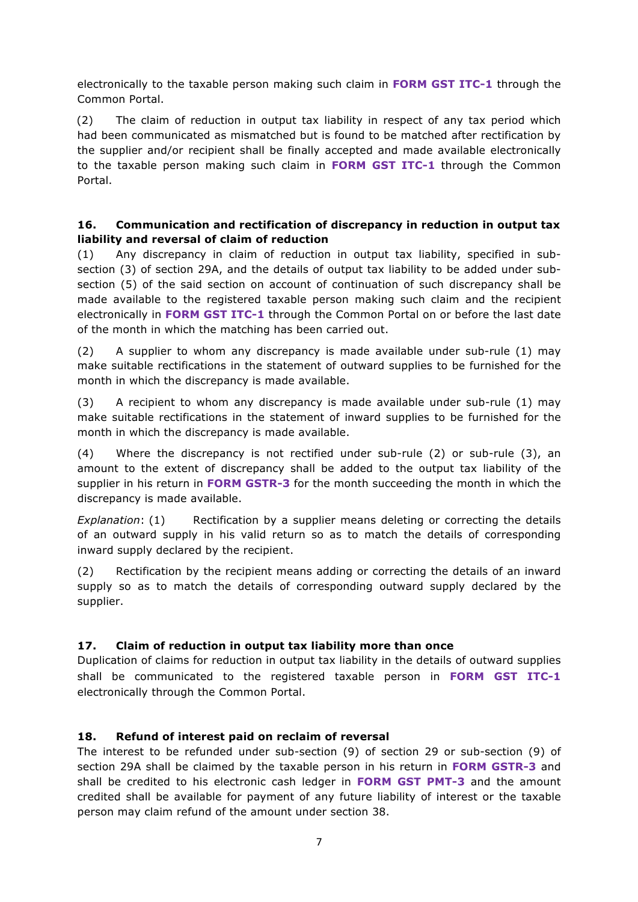electronically to the taxable person making such claim in **FORM GST ITC-1** through the Common Portal.

(2) The claim of reduction in output tax liability in respect of any tax period which had been communicated as mismatched but is found to be matched after rectification by the supplier and/or recipient shall be finally accepted and made available electronically to the taxable person making such claim in **FORM GST ITC-1** through the Common Portal.

### 16. Communication and rectification of discrepancy in reduction in output tax liability and reversal of claim of reduction

(1) Any discrepancy in claim of reduction in output tax liability, specified in sub-section (3) of section 29A, and the details of output tax liability to be added under sub-section (5) of the said section on account of continuation of such discrepancy shall be made available to the registered taxable person making such claim and the recipient electronically in **FORM GST ITC-1** through the Common Portal on or before the last date of the month in which the matching has been carried out.

(2) A supplier to whom any discrepancy is made available under sub-rule (1) may make suitable rectifications in the statement of outward supplies to be furnished for the month in which the discrepancy is made available.

(3) A recipient to whom any discrepancy is made available under sub-rule (1) may make suitable rectifications in the statement of inward supplies to be furnished for the month in which the discrepancy is made available.

(4) Where the discrepancy is not rectified under sub-rule (2) or sub-rule (3), an amount to the extent of discrepancy shall be added to the output tax liability of the supplier in his return in **FORM GSTR-3** for the month succeeding the month in which the discrepancy is made available.

*Explanation*: (1) Rectification by a supplier means deleting or correcting the details of an outward supply in his valid return so as to match the details of corresponding inward supply declared by the recipient.

(2) Rectification by the recipient means adding or correcting the details of an inward supply so as to match the details of corresponding outward supply declared by the supplier.

### 17. Claim of reduction in output tax liability more than once

Duplication of claims for reduction in output tax liability in the details of outward supplies shall be communicated to the registered taxable person in **FORM GST ITC-1** electronically through the Common Portal.

### 18. Refund of interest paid on reclaim of reversal

The interest to be refunded under sub-section (9) of section 29 or sub-section (9) of section 29A shall be claimed by the taxable person in his return in **FORM GSTR-3** and shall be credited to his electronic cash ledger in **FORM GST PMT-3** and the amount credited shall be available for payment of any future liability of interest or the taxable person may claim refund of the amount under section 38.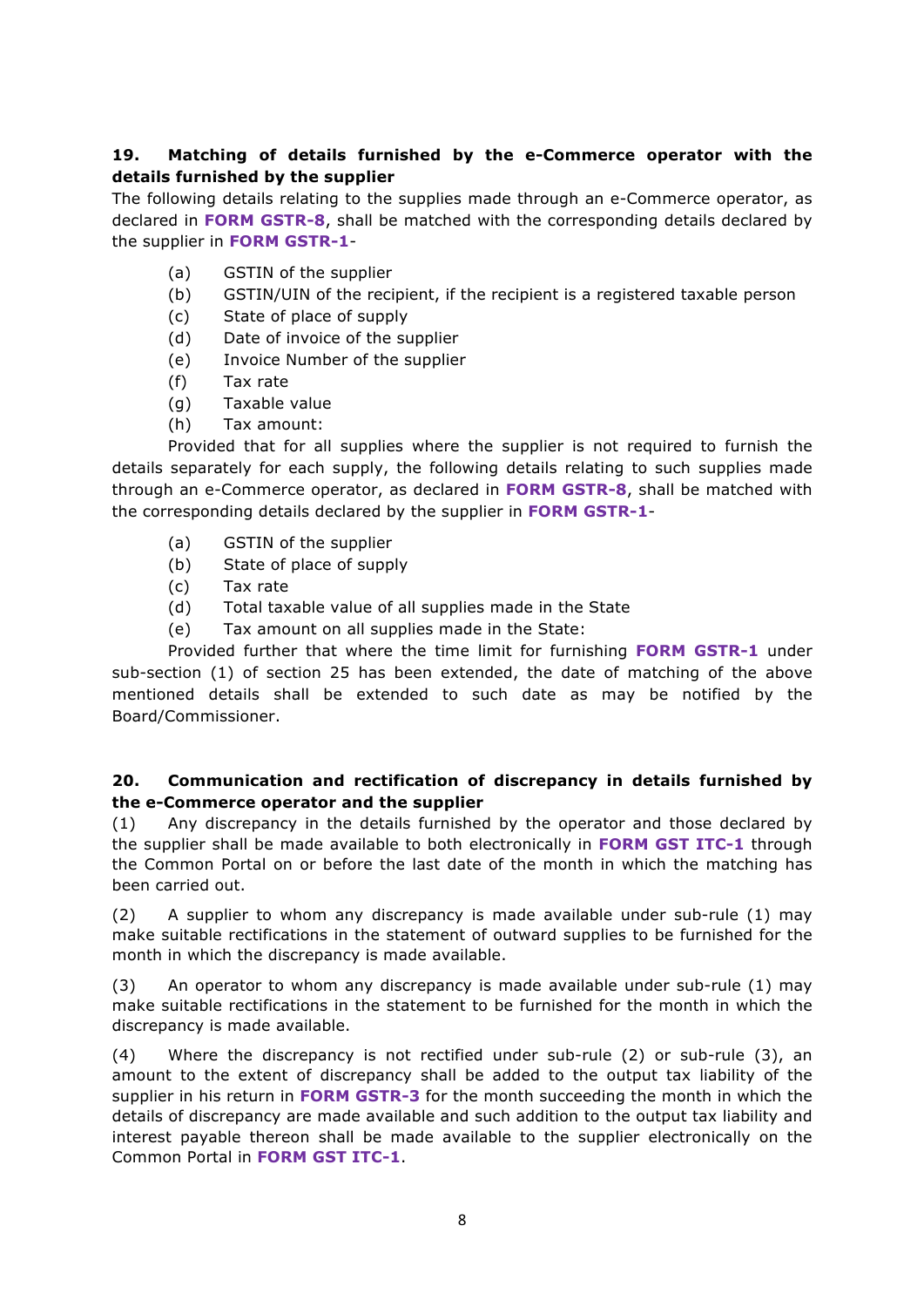### 19. Matching of details furnished by the e-Commerce operator with the details furnished by the supplier

The following details relating to the supplies made through an e-Commerce operator, as declared in **FORM GSTR-8**, shall be matched with the corresponding details declared by the supplier in **FORM GSTR-1**-

(a) GSTIN of the supplier
(b) GSTIN/UIN of the recipient, if the recipient is a registered taxable person
(c) State of place of supply
(d) Date of invoice of the supplier
(e) Invoice Number of the supplier
(f) Tax rate
(g) Taxable value
(h) Tax amount:

Provided that for all supplies where the supplier is not required to furnish the details separately for each supply, the following details relating to such supplies made through an e-Commerce operator, as declared in **FORM GSTR-8**, shall be matched with the corresponding details declared by the supplier in **FORM GSTR-1**-

(a) GSTIN of the supplier
(b) State of place of supply
(c) Tax rate
(d) Total taxable value of all supplies made in the State
(e) Tax amount on all supplies made in the State:

Provided further that where the time limit for furnishing **FORM GSTR-1** under sub-section (1) of section 25 has been extended, the date of matching of the above mentioned details shall be extended to such date as may be notified by the Board/Commissioner.

### 20. Communication and rectification of discrepancy in details furnished by the e-Commerce operator and the supplier

(1) Any discrepancy in the details furnished by the operator and those declared by the supplier shall be made available to both electronically in **FORM GST ITC-1** through the Common Portal on or before the last date of the month in which the matching has been carried out.

(2) A supplier to whom any discrepancy is made available under sub-rule (1) may make suitable rectifications in the statement of outward supplies to be furnished for the month in which the discrepancy is made available.

(3) An operator to whom any discrepancy is made available under sub-rule (1) may make suitable rectifications in the statement to be furnished for the month in which the discrepancy is made available.

(4) Where the discrepancy is not rectified under sub-rule (2) or sub-rule (3), an amount to the extent of discrepancy shall be added to the output tax liability of the supplier in his return in **FORM GSTR-3** for the month succeeding the month in which the details of discrepancy are made available and such addition to the output tax liability and interest payable thereon shall be made available to the supplier electronically on the Common Portal in **FORM GST ITC-1**.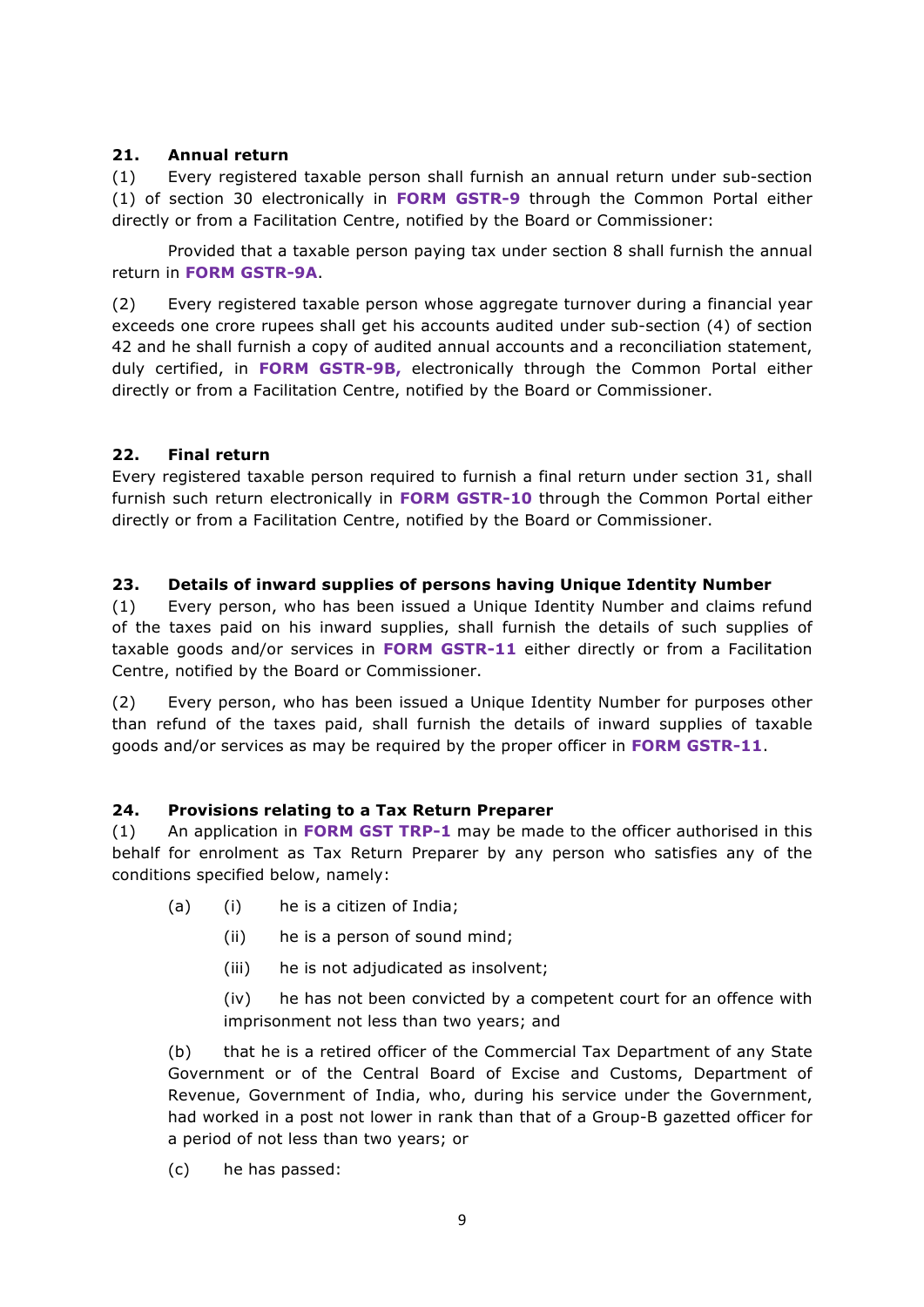### 21. Annual return

(1) Every registered taxable person shall furnish an annual return under sub-section (1) of section 30 electronically in **FORM GSTR-9** through the Common Portal either directly or from a Facilitation Centre, notified by the Board or Commissioner:

Provided that a taxable person paying tax under section 8 shall furnish the annual return in **FORM GSTR-9A**.

(2) Every registered taxable person whose aggregate turnover during a financial year exceeds one crore rupees shall get his accounts audited under sub-section (4) of section 42 and he shall furnish a copy of audited annual accounts and a reconciliation statement, duly certified, in **FORM GSTR-9B,** electronically through the Common Portal either directly or from a Facilitation Centre, notified by the Board or Commissioner.

### 22. Final return

Every registered taxable person required to furnish a final return under section 31, shall furnish such return electronically in **FORM GSTR-10** through the Common Portal either directly or from a Facilitation Centre, notified by the Board or Commissioner.

### 23. Details of inward supplies of persons having Unique Identity Number

(1) Every person, who has been issued a Unique Identity Number and claims refund of the taxes paid on his inward supplies, shall furnish the details of such supplies of taxable goods and/or services in **FORM GSTR-11** either directly or from a Facilitation Centre, notified by the Board or Commissioner.

(2) Every person, who has been issued a Unique Identity Number for purposes other than refund of the taxes paid, shall furnish the details of inward supplies of taxable goods and/or services as may be required by the proper officer in **FORM GSTR-11**.

### 24. Provisions relating to a Tax Return Preparer

(1) An application in **FORM GST TRP-1** may be made to the officer authorised in this behalf for enrolment as Tax Return Preparer by any person who satisfies any of the conditions specified below, namely:

(a) (i) he is a citizen of India;

(ii) he is a person of sound mind;

(iii) he is not adjudicated as insolvent;

(iv) he has not been convicted by a competent court for an offence with imprisonment not less than two years; and

(b) that he is a retired officer of the Commercial Tax Department of any State Government or of the Central Board of Excise and Customs, Department of Revenue, Government of India, who, during his service under the Government, had worked in a post not lower in rank than that of a Group-B gazetted officer for a period of not less than two years; or

(c) he has passed: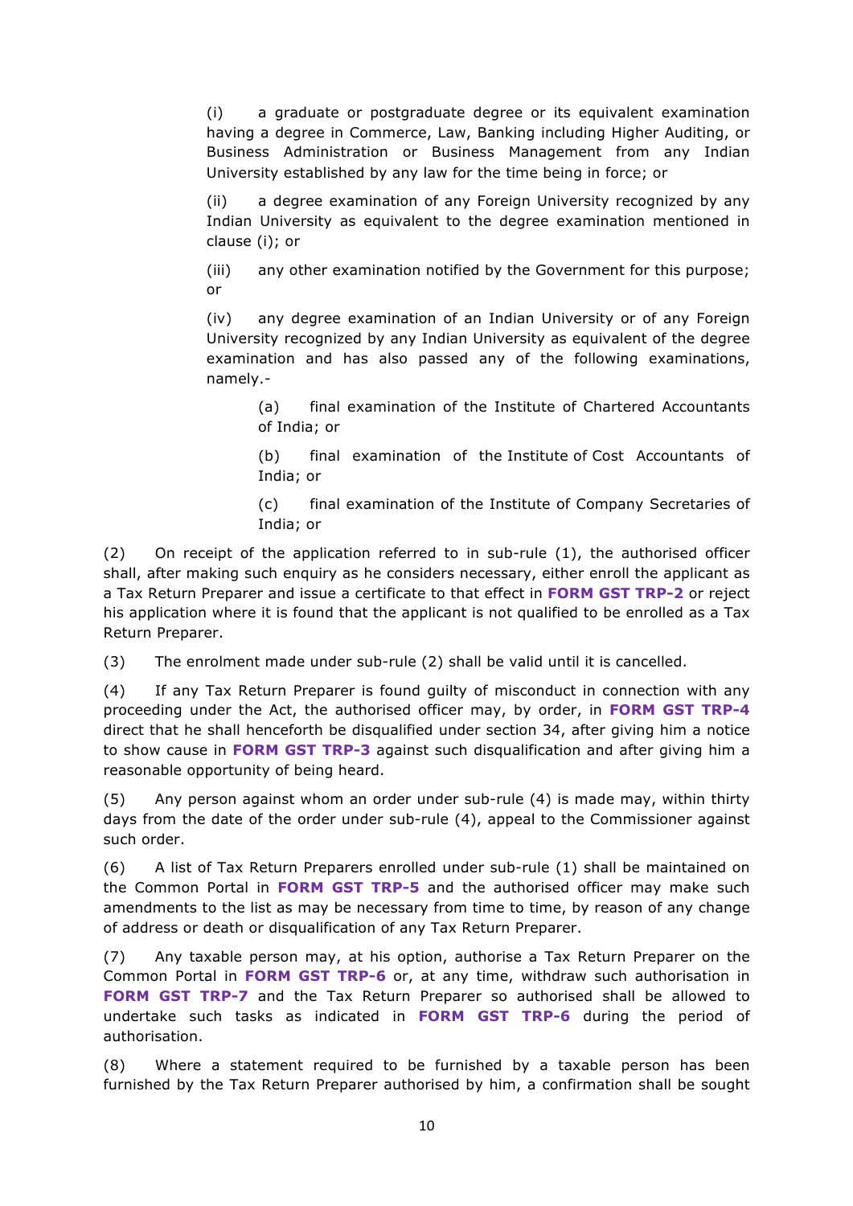(i) a graduate or postgraduate degree or its equivalent examination having a degree in Commerce, Law, Banking including Higher Auditing, or Business Administration or Business Management from any Indian University established by any law for the time being in force; or

(ii) a degree examination of any Foreign University recognized by any Indian University as equivalent to the degree examination mentioned in clause (i); or

(iii) any other examination notified by the Government for this purpose; or

(iv) any degree examination of an Indian University or of any Foreign University recognized by any Indian University as equivalent of the degree examination and has also passed any of the following examinations, namely.-

(a) final examination of the Institute of Chartered Accountants of India; or

(b) final examination of the Institute of Cost Accountants of India; or

(c) final examination of the Institute of Company Secretaries of India; or

(2) On receipt of the application referred to in sub-rule (1), the authorised officer shall, after making such enquiry as he considers necessary, either enroll the applicant as a Tax Return Preparer and issue a certificate to that effect in **FORM GST TRP-2** or reject his application where it is found that the applicant is not qualified to be enrolled as a Tax Return Preparer.

(3) The enrolment made under sub-rule (2) shall be valid until it is cancelled.

(4) If any Tax Return Preparer is found guilty of misconduct in connection with any proceeding under the Act, the authorised officer may, by order, in **FORM GST TRP-4** direct that he shall henceforth be disqualified under section 34, after giving him a notice to show cause in **FORM GST TRP-3** against such disqualification and after giving him a reasonable opportunity of being heard.

(5) Any person against whom an order under sub-rule (4) is made may, within thirty days from the date of the order under sub-rule (4), appeal to the Commissioner against such order.

(6) A list of Tax Return Preparers enrolled under sub-rule (1) shall be maintained on the Common Portal in **FORM GST TRP-5** and the authorised officer may make such amendments to the list as may be necessary from time to time, by reason of any change of address or death or disqualification of any Tax Return Preparer.

(7) Any taxable person may, at his option, authorise a Tax Return Preparer on the Common Portal in **FORM GST TRP-6** or, at any time, withdraw such authorisation in **FORM GST TRP-7** and the Tax Return Preparer so authorised shall be allowed to undertake such tasks as indicated in **FORM GST TRP-6** during the period of authorisation.

(8) Where a statement required to be furnished by a taxable person has been furnished by the Tax Return Preparer authorised by him, a confirmation shall be sought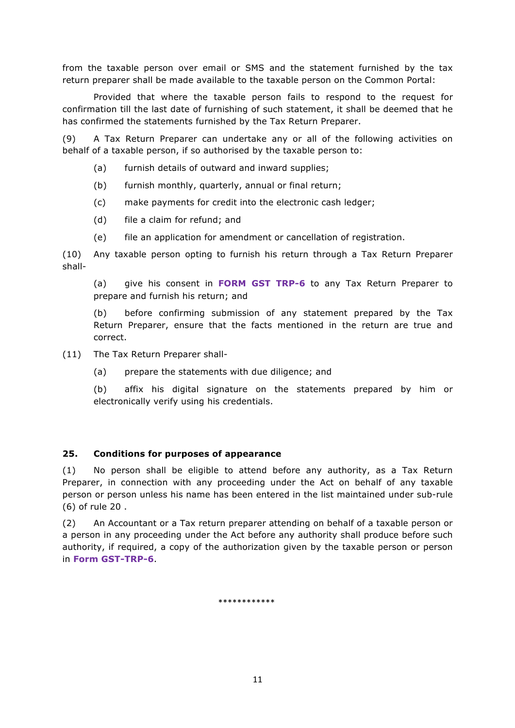from the taxable person over email or SMS and the statement furnished by the tax return preparer shall be made available to the taxable person on the Common Portal:

Provided that where the taxable person fails to respond to the request for confirmation till the last date of furnishing of such statement, it shall be deemed that he has confirmed the statements furnished by the Tax Return Preparer.

(9) A Tax Return Preparer can undertake any or all of the following activities on behalf of a taxable person, if so authorised by the taxable person to:

(a) furnish details of outward and inward supplies;

(b) furnish monthly, quarterly, annual or final return;

(c) make payments for credit into the electronic cash ledger;

(d) file a claim for refund; and

(e) file an application for amendment or cancellation of registration.

(10) Any taxable person opting to furnish his return through a Tax Return Preparer shall-

(a) give his consent in **FORM GST TRP-6** to any Tax Return Preparer to prepare and furnish his return; and

(b) before confirming submission of any statement prepared by the Tax Return Preparer, ensure that the facts mentioned in the return are true and correct.

(11) The Tax Return Preparer shall-

(a) prepare the statements with due diligence; and

(b) affix his digital signature on the statements prepared by him or electronically verify using his credentials.

### 25. Conditions for purposes of appearance

(1) No person shall be eligible to attend before any authority, as a Tax Return Preparer, in connection with any proceeding under the Act on behalf of any taxable person or person unless his name has been entered in the list maintained under sub-rule (6) of rule 20 .

(2) An Accountant or a Tax return preparer attending on behalf of a taxable person or a person in any proceeding under the Act before any authority shall produce before such authority, if required, a copy of the authorization given by the taxable person or person in **Form GST-TRP-6**.

************